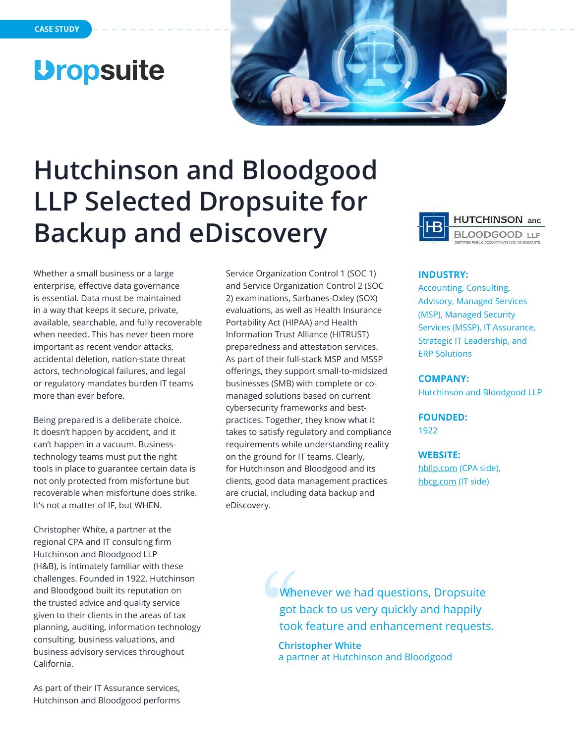CASE STUDY

Dropsuite

# Hutchinson and Bloodgood LLP Selected Dropsuite for Backup and eDiscovery

Whether a small business or a large enterprise, effective data governance is essential. Data must be maintained in a way that keeps it secure, private, available, searchable, and fully recoverable when needed. This has never been more important as recent vendor attacks, accidental deletion, nation-state threat actors, technological failures, and legal or regulatory mandates burden IT teams more than ever before.

Being prepared is a deliberate choice. It doesn't happen by accident, and it can't happen in a vacuum. Business-technology teams must put the right tools in place to guarantee certain data is not only protected from misfortune but recoverable when misfortune does strike. It's not a matter of IF, but WHEN.

Christopher White, a partner at the regional CPA and IT consulting firm Hutchinson and Bloodgood LLP (H&B), is intimately familiar with these challenges. Founded in 1922, Hutchinson and Bloodgood built its reputation on the trusted advice and quality service given to their clients in the areas of tax planning, auditing, information technology consulting, business valuations, and business advisory services throughout California.

As part of their IT Assurance services, Hutchinson and Bloodgood performs Service Organization Control 1 (SOC 1) and Service Organization Control 2 (SOC 2) examinations, Sarbanes-Oxley (SOX) evaluations, as well as Health Insurance Portability Act (HIPAA) and Health Information Trust Alliance (HITRUST) preparedness and attestation services. As part of their full-stack MSP and MSSP offerings, they support small-to-midsized businesses (SMB) with complete or co-managed solutions based on current cybersecurity frameworks and best-practices. Together, they know what it takes to satisfy regulatory and compliance requirements while understanding reality on the ground for IT teams. Clearly, for Hutchinson and Bloodgood and its clients, good data management practices are crucial, including data backup and eDiscovery.

HUTCHINSON and BLOODGOOD LLP
CERTIFIED PUBLIC ACCOUNTANTS AND CONSULTANTS

**INDUSTRY:**
Accounting, Consulting, Advisory, Managed Services (MSP), Managed Security Services (MSSP), IT Assurance, Strategic IT Leadership, and ERP Solutions

**COMPANY:**
Hutchinson and Bloodgood LLP

**FOUNDED:**
1922

**WEBSITE:**
hbllp.com (CPA side), hbcg.com (IT side)

> Whenever we had questions, Dropsuite got back to us very quickly and happily took feature and enhancement requests.
>
> **Christopher White**
> a partner at Hutchinson and Bloodgood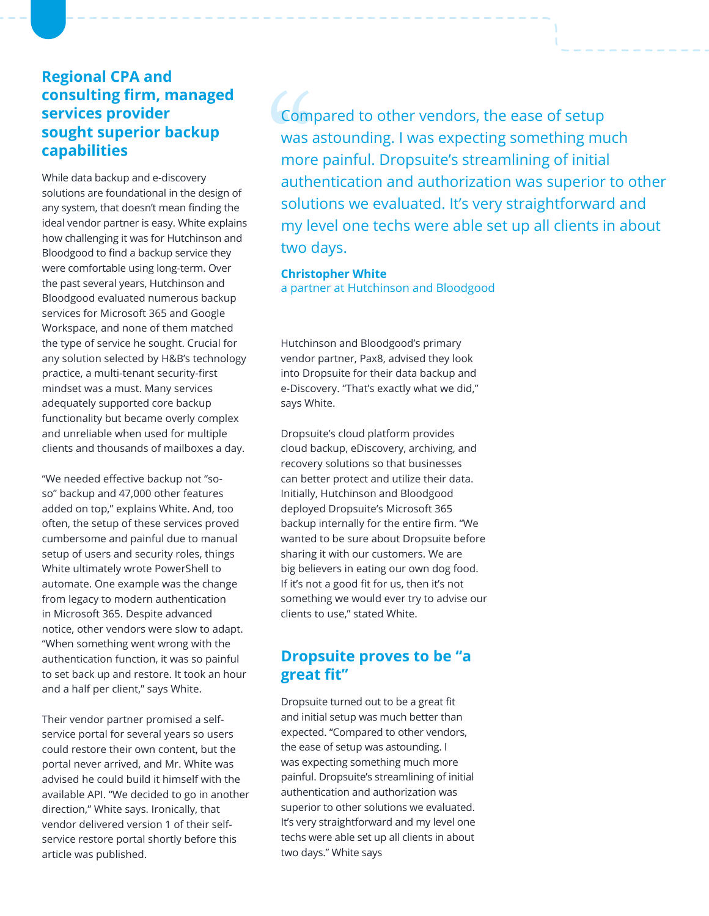## Regional CPA and consulting firm, managed services provider sought superior backup capabilities

While data backup and e-discovery solutions are foundational in the design of any system, that doesn't mean finding the ideal vendor partner is easy. White explains how challenging it was for Hutchinson and Bloodgood to find a backup service they were comfortable using long-term. Over the past several years, Hutchinson and Bloodgood evaluated numerous backup services for Microsoft 365 and Google Workspace, and none of them matched the type of service he sought. Crucial for any solution selected by H&B's technology practice, a multi-tenant security-first mindset was a must. Many services adequately supported core backup functionality but became overly complex and unreliable when used for multiple clients and thousands of mailboxes a day.

"We needed effective backup not "so-so" backup and 47,000 other features added on top," explains White. And, too often, the setup of these services proved cumbersome and painful due to manual setup of users and security roles, things White ultimately wrote PowerShell to automate. One example was the change from legacy to modern authentication in Microsoft 365. Despite advanced notice, other vendors were slow to adapt. "When something went wrong with the authentication function, it was so painful to set back up and restore. It took an hour and a half per client," says White.

Their vendor partner promised a self-service portal for several years so users could restore their own content, but the portal never arrived, and Mr. White was advised he could build it himself with the available API. "We decided to go in another direction," White says. Ironically, that vendor delivered version 1 of their self-service restore portal shortly before this article was published.

> "Compared to other vendors, the ease of setup was astounding. I was expecting something much more painful. Dropsuite's streamlining of initial authentication and authorization was superior to other solutions we evaluated. It's very straightforward and my level one techs were able set up all clients in about two days.
>
> **Christopher White**
> a partner at Hutchinson and Bloodgood

Hutchinson and Bloodgood's primary vendor partner, Pax8, advised they look into Dropsuite for their data backup and e-Discovery. "That's exactly what we did," says White.

Dropsuite's cloud platform provides cloud backup, eDiscovery, archiving, and recovery solutions so that businesses can better protect and utilize their data. Initially, Hutchinson and Bloodgood deployed Dropsuite's Microsoft 365 backup internally for the entire firm. "We wanted to be sure about Dropsuite before sharing it with our customers. We are big believers in eating our own dog food. If it's not a good fit for us, then it's not something we would ever try to advise our clients to use," stated White.

## Dropsuite proves to be "a great fit"

Dropsuite turned out to be a great fit and initial setup was much better than expected. "Compared to other vendors, the ease of setup was astounding. I was expecting something much more painful. Dropsuite's streamlining of initial authentication and authorization was superior to other solutions we evaluated. It's very straightforward and my level one techs were able set up all clients in about two days." White says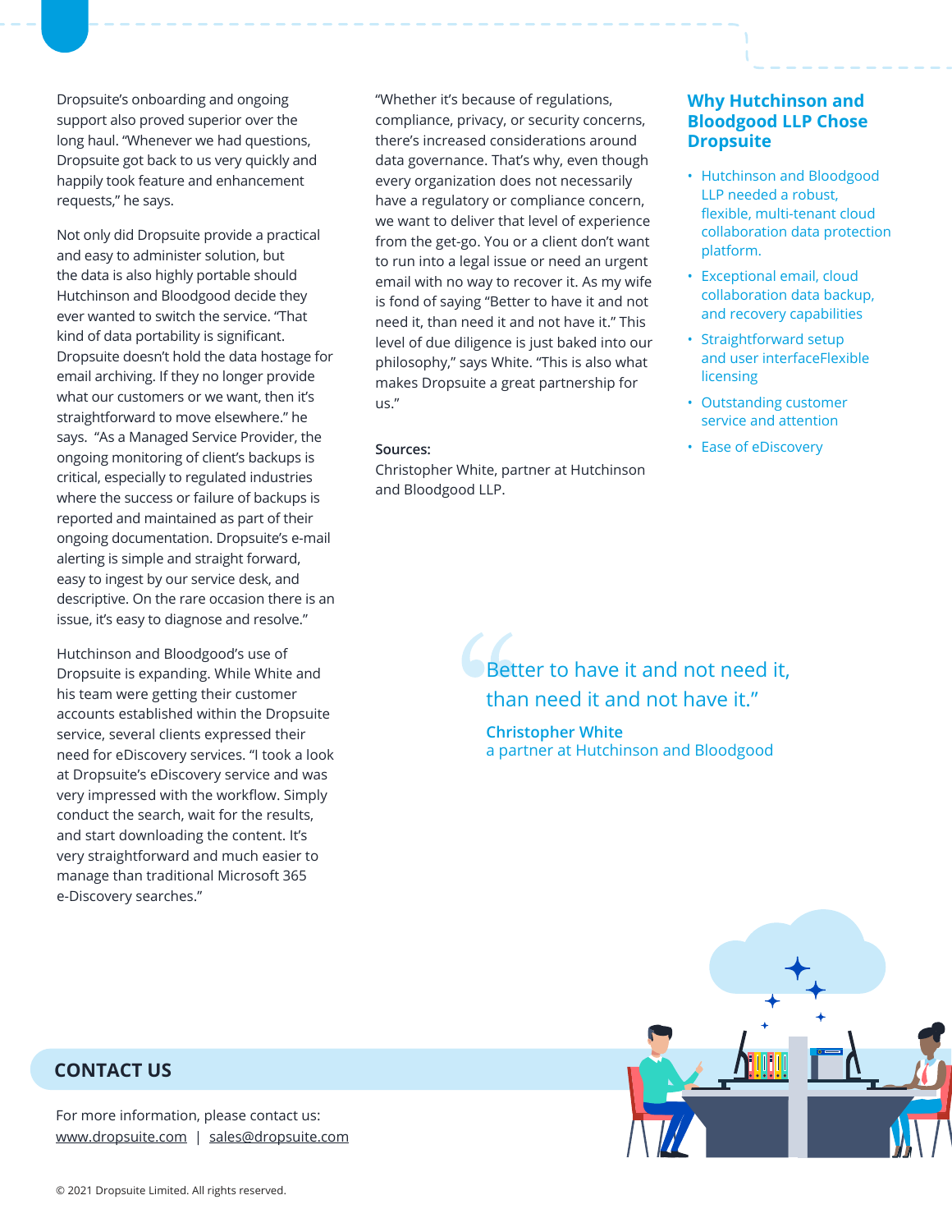Dropsuite's onboarding and ongoing support also proved superior over the long haul. "Whenever we had questions, Dropsuite got back to us very quickly and happily took feature and enhancement requests," he says.

Not only did Dropsuite provide a practical and easy to administer solution, but the data is also highly portable should Hutchinson and Bloodgood decide they ever wanted to switch the service. "That kind of data portability is significant. Dropsuite doesn't hold the data hostage for email archiving. If they no longer provide what our customers or we want, then it's straightforward to move elsewhere." he says. "As a Managed Service Provider, the ongoing monitoring of client's backups is critical, especially to regulated industries where the success or failure of backups is reported and maintained as part of their ongoing documentation. Dropsuite's e-mail alerting is simple and straight forward, easy to ingest by our service desk, and descriptive. On the rare occasion there is an issue, it's easy to diagnose and resolve."

Hutchinson and Bloodgood's use of Dropsuite is expanding. While White and his team were getting their customer accounts established within the Dropsuite service, several clients expressed their need for eDiscovery services. "I took a look at Dropsuite's eDiscovery service and was very impressed with the workflow. Simply conduct the search, wait for the results, and start downloading the content. It's very straightforward and much easier to manage than traditional Microsoft 365 e-Discovery searches."

"Whether it's because of regulations, compliance, privacy, or security concerns, there's increased considerations around data governance. That's why, even though every organization does not necessarily have a regulatory or compliance concern, we want to deliver that level of experience from the get-go. You or a client don't want to run into a legal issue or need an urgent email with no way to recover it. As my wife is fond of saying "Better to have it and not need it, than need it and not have it." This level of due diligence is just baked into our philosophy," says White. "This is also what makes Dropsuite a great partnership for us."

**Sources:**
Christopher White, partner at Hutchinson and Bloodgood LLP.

## Why Hutchinson and Bloodgood LLP Chose Dropsuite

- Hutchinson and Bloodgood LLP needed a robust, flexible, multi-tenant cloud collaboration data protection platform.
- Exceptional email, cloud collaboration data backup, and recovery capabilities
- Straightforward setup and user interfaceFlexible licensing
- Outstanding customer service and attention
- Ease of eDiscovery

> "Better to have it and not need it, than need it and not have it."
>
> **Christopher White**
> a partner at Hutchinson and Bloodgood

## CONTACT US

For more information, please contact us:
www.dropsuite.com | sales@dropsuite.com

© 2021 Dropsuite Limited. All rights reserved.